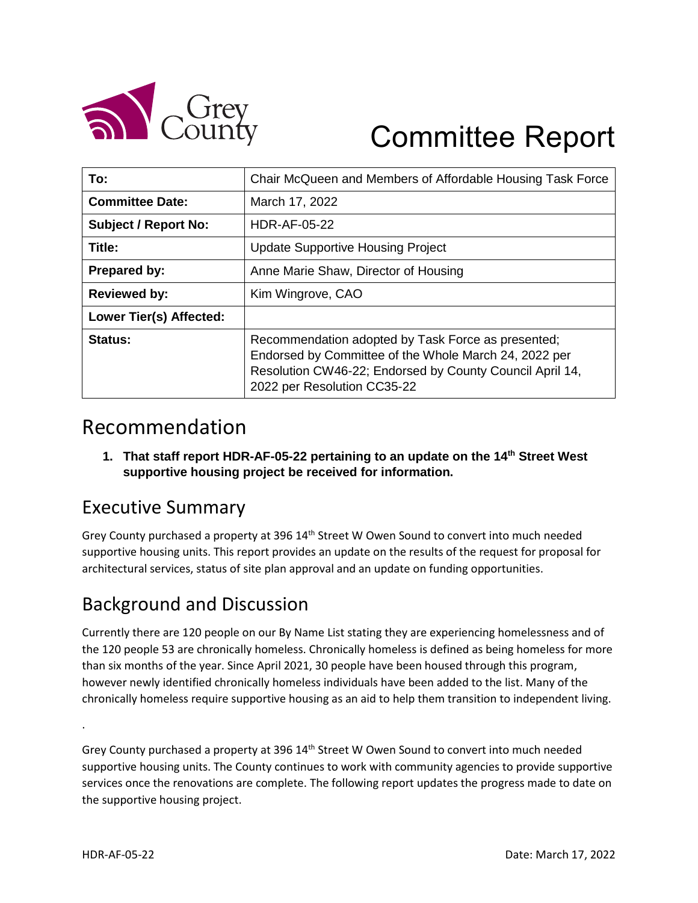# Committee Report

| To: | Chair McQueen and Members of Affordable Housing Task Force |
|---|---|
| Committee Date: | March 17, 2022 |
| Subject / Report No: | HDR-AF-05-22 |
| Title: | Update Supportive Housing Project |
| Prepared by: | Anne Marie Shaw, Director of Housing |
| Reviewed by: | Kim Wingrove, CAO |
| Lower Tier(s) Affected: | |
| Status: | Recommendation adopted by Task Force as presented; Endorsed by Committee of the Whole March 24, 2022 per Resolution CW46-22; Endorsed by County Council April 14, 2022 per Resolution CC35-22 |

## Recommendation

1. **That staff report HDR-AF-05-22 pertaining to an update on the 14th Street West supportive housing project be received for information.**

## Executive Summary

Grey County purchased a property at 396 14th Street W Owen Sound to convert into much needed supportive housing units. This report provides an update on the results of the request for proposal for architectural services, status of site plan approval and an update on funding opportunities.

## Background and Discussion

Currently there are 120 people on our By Name List stating they are experiencing homelessness and of the 120 people 53 are chronically homeless. Chronically homeless is defined as being homeless for more than six months of the year. Since April 2021, 30 people have been housed through this program, however newly identified chronically homeless individuals have been added to the list. Many of the chronically homeless require supportive housing as an aid to help them transition to independent living.

.

Grey County purchased a property at 396 14th Street W Owen Sound to convert into much needed supportive housing units. The County continues to work with community agencies to provide supportive services once the renovations are complete. The following report updates the progress made to date on the supportive housing project.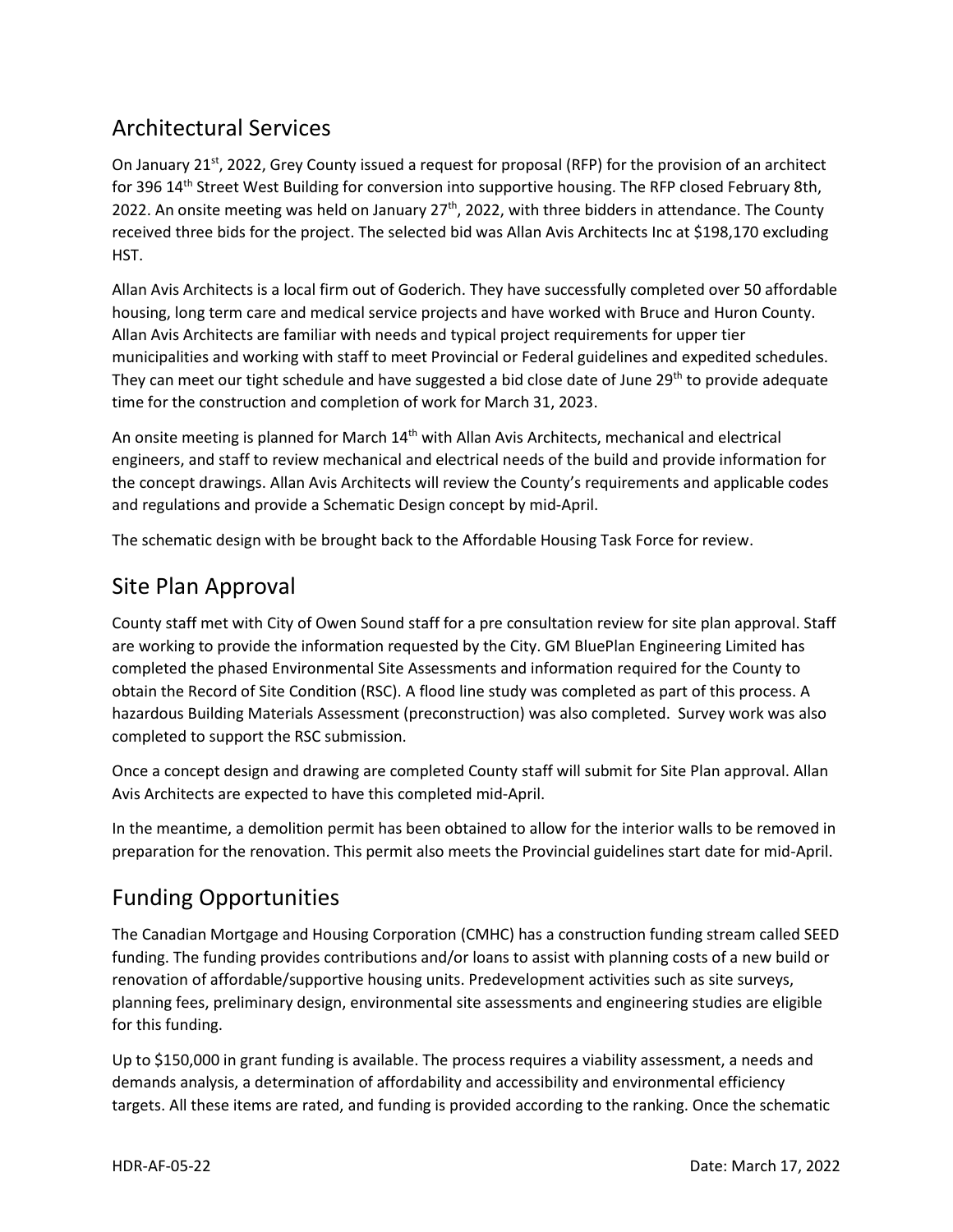## Architectural Services

On January 21st, 2022, Grey County issued a request for proposal (RFP) for the provision of an architect for 396 14th Street West Building for conversion into supportive housing. The RFP closed February 8th, 2022. An onsite meeting was held on January 27th, 2022, with three bidders in attendance. The County received three bids for the project. The selected bid was Allan Avis Architects Inc at $198,170 excluding HST.

Allan Avis Architects is a local firm out of Goderich. They have successfully completed over 50 affordable housing, long term care and medical service projects and have worked with Bruce and Huron County. Allan Avis Architects are familiar with needs and typical project requirements for upper tier municipalities and working with staff to meet Provincial or Federal guidelines and expedited schedules. They can meet our tight schedule and have suggested a bid close date of June 29th to provide adequate time for the construction and completion of work for March 31, 2023.

An onsite meeting is planned for March 14th with Allan Avis Architects, mechanical and electrical engineers, and staff to review mechanical and electrical needs of the build and provide information for the concept drawings. Allan Avis Architects will review the County's requirements and applicable codes and regulations and provide a Schematic Design concept by mid-April.

The schematic design with be brought back to the Affordable Housing Task Force for review.

## Site Plan Approval

County staff met with City of Owen Sound staff for a pre consultation review for site plan approval. Staff are working to provide the information requested by the City. GM BluePlan Engineering Limited has completed the phased Environmental Site Assessments and information required for the County to obtain the Record of Site Condition (RSC). A flood line study was completed as part of this process. A hazardous Building Materials Assessment (preconstruction) was also completed. Survey work was also completed to support the RSC submission.

Once a concept design and drawing are completed County staff will submit for Site Plan approval. Allan Avis Architects are expected to have this completed mid-April.

In the meantime, a demolition permit has been obtained to allow for the interior walls to be removed in preparation for the renovation. This permit also meets the Provincial guidelines start date for mid-April.

## Funding Opportunities

The Canadian Mortgage and Housing Corporation (CMHC) has a construction funding stream called SEED funding. The funding provides contributions and/or loans to assist with planning costs of a new build or renovation of affordable/supportive housing units. Predevelopment activities such as site surveys, planning fees, preliminary design, environmental site assessments and engineering studies are eligible for this funding.

Up to $150,000 in grant funding is available. The process requires a viability assessment, a needs and demands analysis, a determination of affordability and accessibility and environmental efficiency targets. All these items are rated, and funding is provided according to the ranking. Once the schematic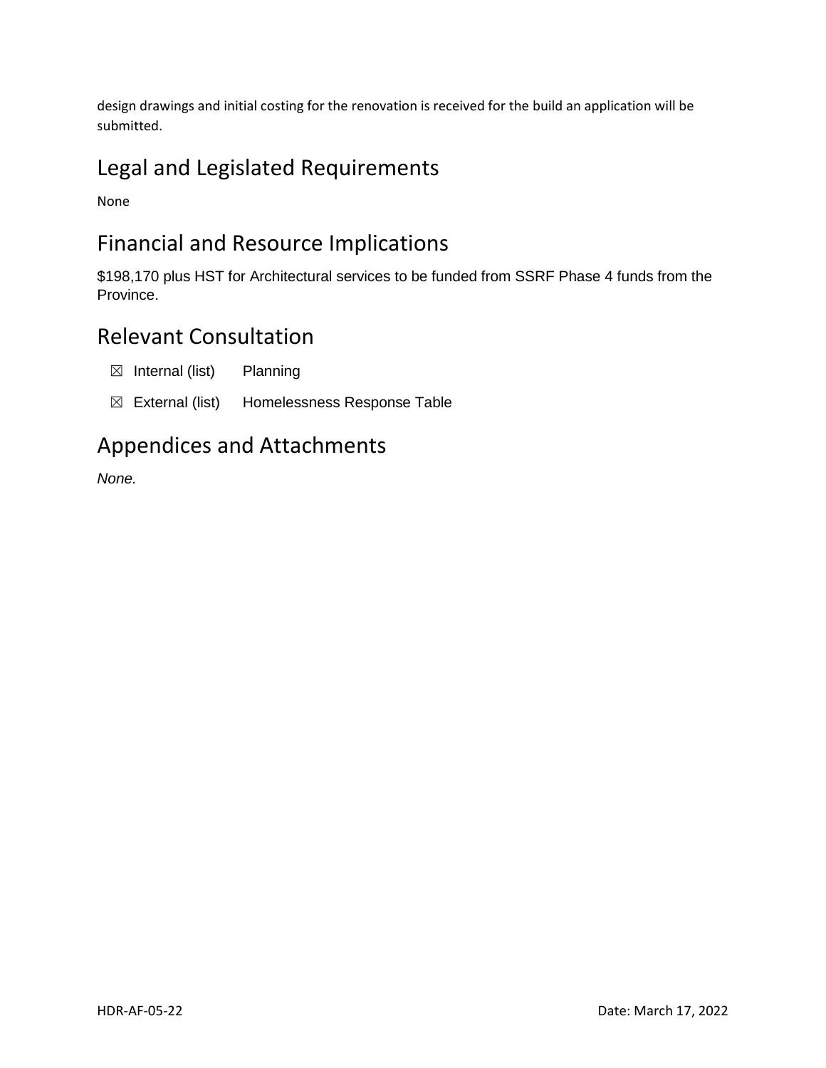design drawings and initial costing for the renovation is received for the build an application will be submitted.

## Legal and Legislated Requirements

None

## Financial and Resource Implications

$198,170 plus HST for Architectural services to be funded from SSRF Phase 4 funds from the Province.

## Relevant Consultation

- ☒ Internal (list) Planning
- ☒ External (list) Homelessness Response Table

## Appendices and Attachments

*None.*